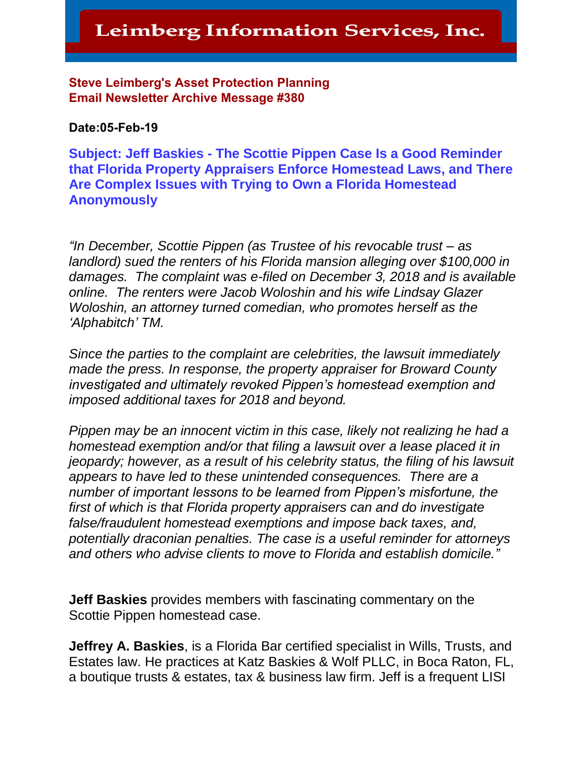# Leimberg Information Services, Inc.

**Steve Leimberg's Asset Protection Planning**
**Email Newsletter Archive Message #380**

**Date:05-Feb-19**

**Subject: Jeff Baskies - The Scottie Pippen Case Is a Good Reminder that Florida Property Appraisers Enforce Homestead Laws, and There Are Complex Issues with Trying to Own a Florida Homestead Anonymously**

*"In December, Scottie Pippen (as Trustee of his revocable trust – as landlord) sued the renters of his Florida mansion alleging over $100,000 in damages. The complaint was e-filed on December 3, 2018 and is available online. The renters were Jacob Woloshin and his wife Lindsay Glazer Woloshin, an attorney turned comedian, who promotes herself as the 'Alphabitch' TM.*

*Since the parties to the complaint are celebrities, the lawsuit immediately made the press. In response, the property appraiser for Broward County investigated and ultimately revoked Pippen's homestead exemption and imposed additional taxes for 2018 and beyond.*

*Pippen may be an innocent victim in this case, likely not realizing he had a homestead exemption and/or that filing a lawsuit over a lease placed it in jeopardy; however, as a result of his celebrity status, the filing of his lawsuit appears to have led to these unintended consequences. There are a number of important lessons to be learned from Pippen's misfortune, the first of which is that Florida property appraisers can and do investigate false/fraudulent homestead exemptions and impose back taxes, and, potentially draconian penalties. The case is a useful reminder for attorneys and others who advise clients to move to Florida and establish domicile."*

**Jeff Baskies** provides members with fascinating commentary on the Scottie Pippen homestead case.

**Jeffrey A. Baskies**, is a Florida Bar certified specialist in Wills, Trusts, and Estates law. He practices at Katz Baskies & Wolf PLLC, in Boca Raton, FL, a boutique trusts & estates, tax & business law firm. Jeff is a frequent LISI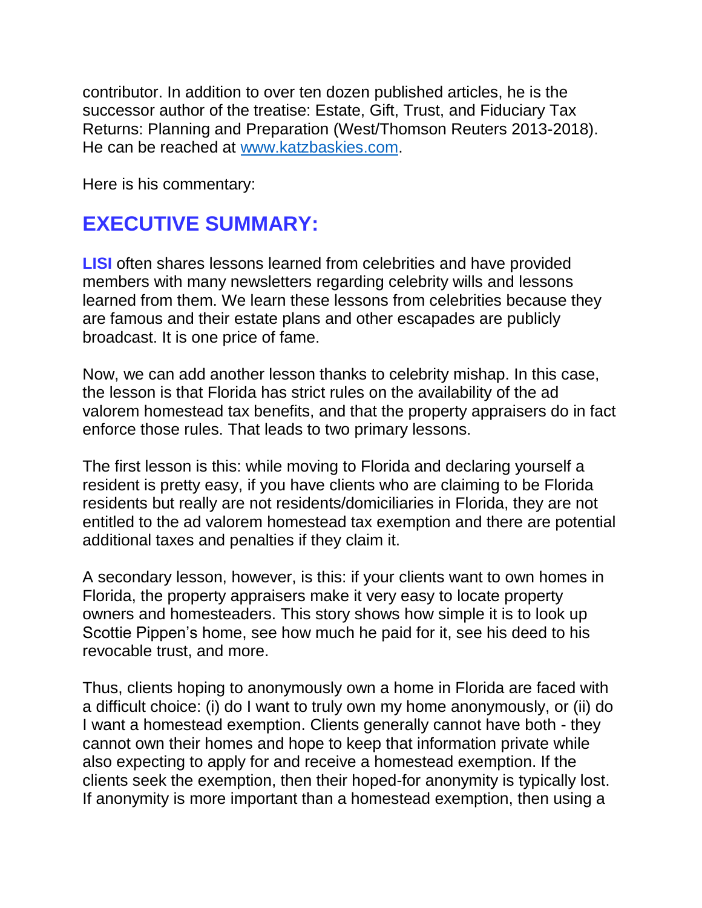contributor. In addition to over ten dozen published articles, he is the successor author of the treatise: Estate, Gift, Trust, and Fiduciary Tax Returns: Planning and Preparation (West/Thomson Reuters 2013-2018). He can be reached at [www.katzbaskies.com](http://www.katzbaskies.com).

Here is his commentary:

## EXECUTIVE SUMMARY:

**LISI** often shares lessons learned from celebrities and have provided members with many newsletters regarding celebrity wills and lessons learned from them. We learn these lessons from celebrities because they are famous and their estate plans and other escapades are publicly broadcast. It is one price of fame.

Now, we can add another lesson thanks to celebrity mishap. In this case, the lesson is that Florida has strict rules on the availability of the ad valorem homestead tax benefits, and that the property appraisers do in fact enforce those rules. That leads to two primary lessons.

The first lesson is this: while moving to Florida and declaring yourself a resident is pretty easy, if you have clients who are claiming to be Florida residents but really are not residents/domiciliaries in Florida, they are not entitled to the ad valorem homestead tax exemption and there are potential additional taxes and penalties if they claim it.

A secondary lesson, however, is this: if your clients want to own homes in Florida, the property appraisers make it very easy to locate property owners and homesteaders. This story shows how simple it is to look up Scottie Pippen's home, see how much he paid for it, see his deed to his revocable trust, and more.

Thus, clients hoping to anonymously own a home in Florida are faced with a difficult choice: (i) do I want to truly own my home anonymously, or (ii) do I want a homestead exemption. Clients generally cannot have both - they cannot own their homes and hope to keep that information private while also expecting to apply for and receive a homestead exemption. If the clients seek the exemption, then their hoped-for anonymity is typically lost. If anonymity is more important than a homestead exemption, then using a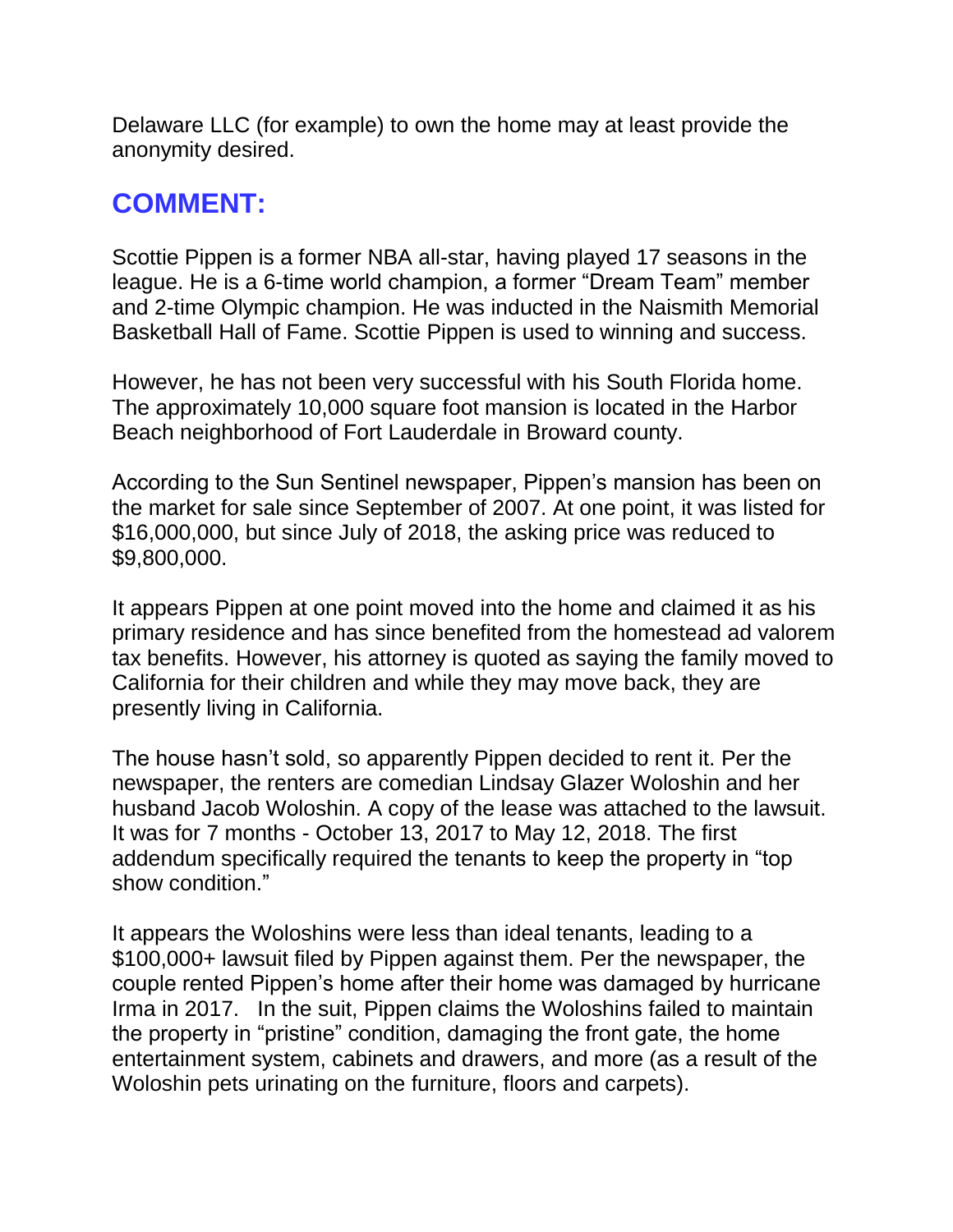Delaware LLC (for example) to own the home may at least provide the anonymity desired.

## COMMENT:

Scottie Pippen is a former NBA all-star, having played 17 seasons in the league. He is a 6-time world champion, a former "Dream Team" member and 2-time Olympic champion. He was inducted in the Naismith Memorial Basketball Hall of Fame. Scottie Pippen is used to winning and success.

However, he has not been very successful with his South Florida home. The approximately 10,000 square foot mansion is located in the Harbor Beach neighborhood of Fort Lauderdale in Broward county.

According to the Sun Sentinel newspaper, Pippen's mansion has been on the market for sale since September of 2007. At one point, it was listed for $16,000,000, but since July of 2018, the asking price was reduced to $9,800,000.

It appears Pippen at one point moved into the home and claimed it as his primary residence and has since benefited from the homestead ad valorem tax benefits. However, his attorney is quoted as saying the family moved to California for their children and while they may move back, they are presently living in California.

The house hasn't sold, so apparently Pippen decided to rent it. Per the newspaper, the renters are comedian Lindsay Glazer Woloshin and her husband Jacob Woloshin. A copy of the lease was attached to the lawsuit. It was for 7 months - October 13, 2017 to May 12, 2018. The first addendum specifically required the tenants to keep the property in "top show condition."

It appears the Woloshins were less than ideal tenants, leading to a $100,000+ lawsuit filed by Pippen against them. Per the newspaper, the couple rented Pippen's home after their home was damaged by hurricane Irma in 2017. In the suit, Pippen claims the Woloshins failed to maintain the property in "pristine" condition, damaging the front gate, the home entertainment system, cabinets and drawers, and more (as a result of the Woloshin pets urinating on the furniture, floors and carpets).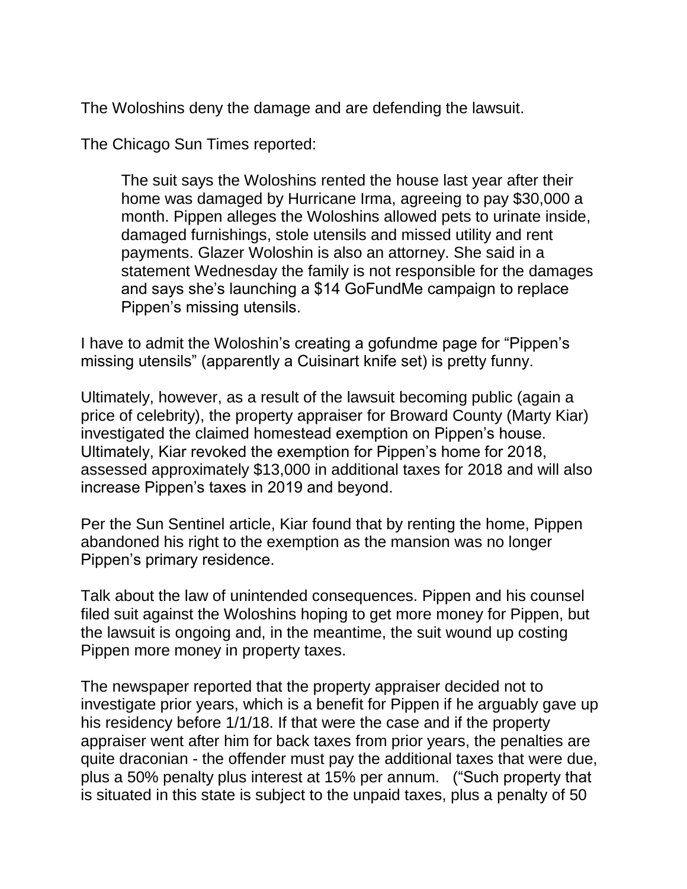The Woloshins deny the damage and are defending the lawsuit.

The Chicago Sun Times reported:

> The suit says the Woloshins rented the house last year after their home was damaged by Hurricane Irma, agreeing to pay $30,000 a month. Pippen alleges the Woloshins allowed pets to urinate inside, damaged furnishings, stole utensils and missed utility and rent payments. Glazer Woloshin is also an attorney. She said in a statement Wednesday the family is not responsible for the damages and says she's launching a $14 GoFundMe campaign to replace Pippen's missing utensils.

I have to admit the Woloshin's creating a gofundme page for "Pippen's missing utensils" (apparently a Cuisinart knife set) is pretty funny.

Ultimately, however, as a result of the lawsuit becoming public (again a price of celebrity), the property appraiser for Broward County (Marty Kiar) investigated the claimed homestead exemption on Pippen's house. Ultimately, Kiar revoked the exemption for Pippen's home for 2018, assessed approximately $13,000 in additional taxes for 2018 and will also increase Pippen's taxes in 2019 and beyond.

Per the Sun Sentinel article, Kiar found that by renting the home, Pippen abandoned his right to the exemption as the mansion was no longer Pippen's primary residence.

Talk about the law of unintended consequences. Pippen and his counsel filed suit against the Woloshins hoping to get more money for Pippen, but the lawsuit is ongoing and, in the meantime, the suit wound up costing Pippen more money in property taxes.

The newspaper reported that the property appraiser decided not to investigate prior years, which is a benefit for Pippen if he arguably gave up his residency before 1/1/18. If that were the case and if the property appraiser went after him for back taxes from prior years, the penalties are quite draconian - the offender must pay the additional taxes that were due, plus a 50% penalty plus interest at 15% per annum. ("Such property that is situated in this state is subject to the unpaid taxes, plus a penalty of 50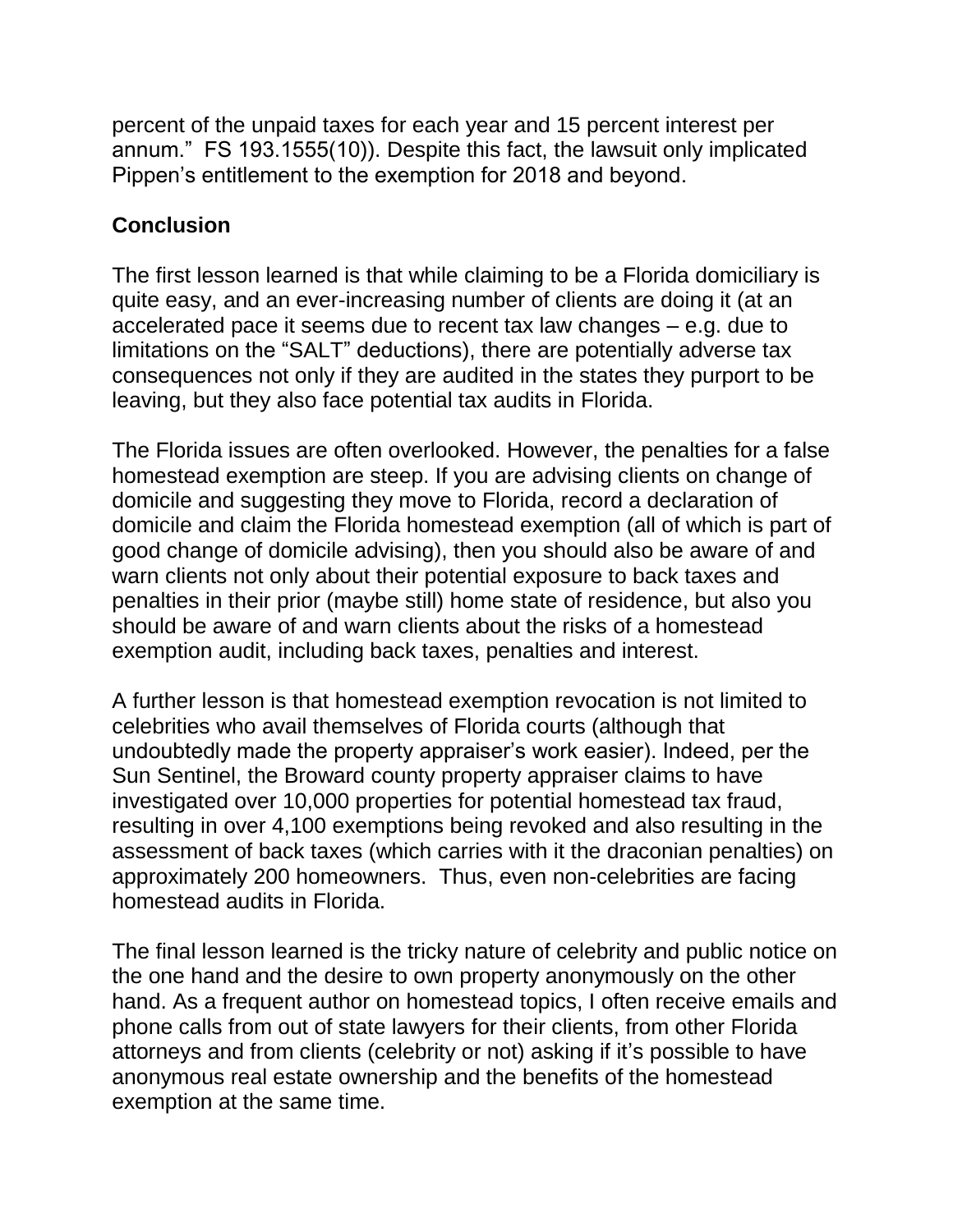percent of the unpaid taxes for each year and 15 percent interest per annum." FS 193.1555(10)). Despite this fact, the lawsuit only implicated Pippen's entitlement to the exemption for 2018 and beyond.

**Conclusion**

The first lesson learned is that while claiming to be a Florida domiciliary is quite easy, and an ever-increasing number of clients are doing it (at an accelerated pace it seems due to recent tax law changes – e.g. due to limitations on the "SALT" deductions), there are potentially adverse tax consequences not only if they are audited in the states they purport to be leaving, but they also face potential tax audits in Florida.

The Florida issues are often overlooked. However, the penalties for a false homestead exemption are steep. If you are advising clients on change of domicile and suggesting they move to Florida, record a declaration of domicile and claim the Florida homestead exemption (all of which is part of good change of domicile advising), then you should also be aware of and warn clients not only about their potential exposure to back taxes and penalties in their prior (maybe still) home state of residence, but also you should be aware of and warn clients about the risks of a homestead exemption audit, including back taxes, penalties and interest.

A further lesson is that homestead exemption revocation is not limited to celebrities who avail themselves of Florida courts (although that undoubtedly made the property appraiser's work easier). Indeed, per the Sun Sentinel, the Broward county property appraiser claims to have investigated over 10,000 properties for potential homestead tax fraud, resulting in over 4,100 exemptions being revoked and also resulting in the assessment of back taxes (which carries with it the draconian penalties) on approximately 200 homeowners. Thus, even non-celebrities are facing homestead audits in Florida.

The final lesson learned is the tricky nature of celebrity and public notice on the one hand and the desire to own property anonymously on the other hand. As a frequent author on homestead topics, I often receive emails and phone calls from out of state lawyers for their clients, from other Florida attorneys and from clients (celebrity or not) asking if it's possible to have anonymous real estate ownership and the benefits of the homestead exemption at the same time.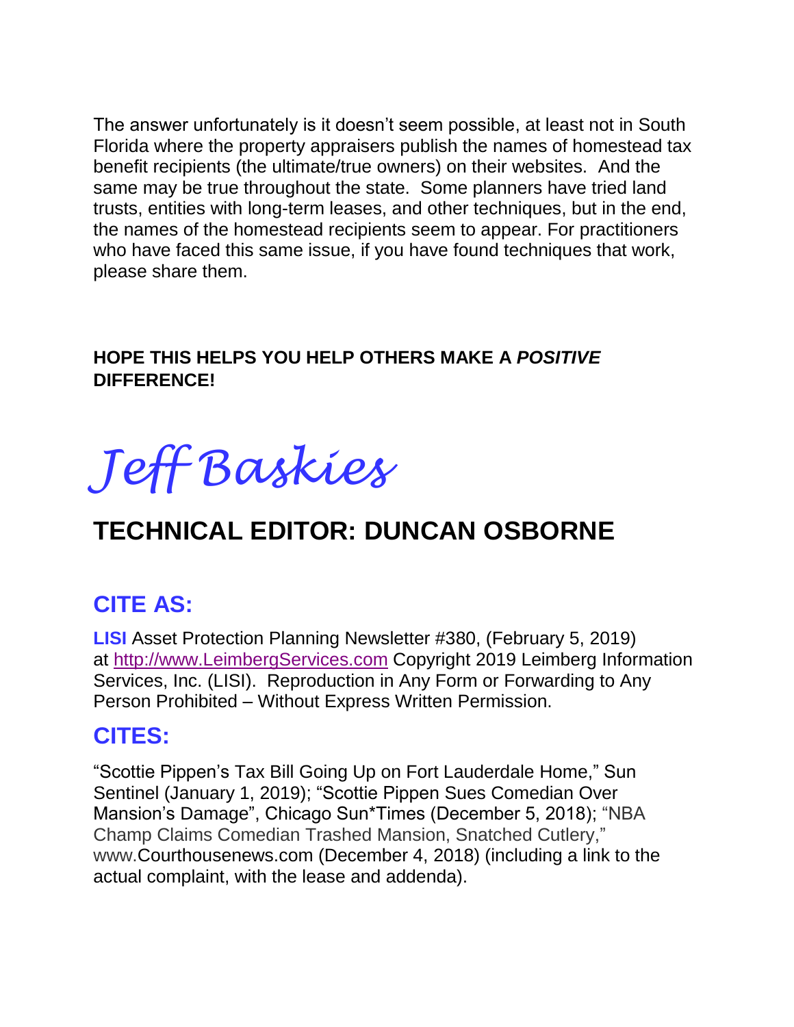The answer unfortunately is it doesn't seem possible, at least not in South Florida where the property appraisers publish the names of homestead tax benefit recipients (the ultimate/true owners) on their websites. And the same may be true throughout the state. Some planners have tried land trusts, entities with long-term leases, and other techniques, but in the end, the names of the homestead recipients seem to appear. For practitioners who have faced this same issue, if you have found techniques that work, please share them.

**HOPE THIS HELPS YOU HELP OTHERS MAKE A *POSITIVE* DIFFERENCE!**

*Jeff Baskies*

## TECHNICAL EDITOR: DUNCAN OSBORNE

## CITE AS:

**LISI** Asset Protection Planning Newsletter #380, (February 5, 2019) at http://www.LeimbergServices.com Copyright 2019 Leimberg Information Services, Inc. (LISI). Reproduction in Any Form or Forwarding to Any Person Prohibited – Without Express Written Permission.

## CITES:

"Scottie Pippen's Tax Bill Going Up on Fort Lauderdale Home," Sun Sentinel (January 1, 2019); "Scottie Pippen Sues Comedian Over Mansion's Damage", Chicago Sun*Times (December 5, 2018); "NBA Champ Claims Comedian Trashed Mansion, Snatched Cutlery," www.Courthousenews.com (December 4, 2018) (including a link to the actual complaint, with the lease and addenda).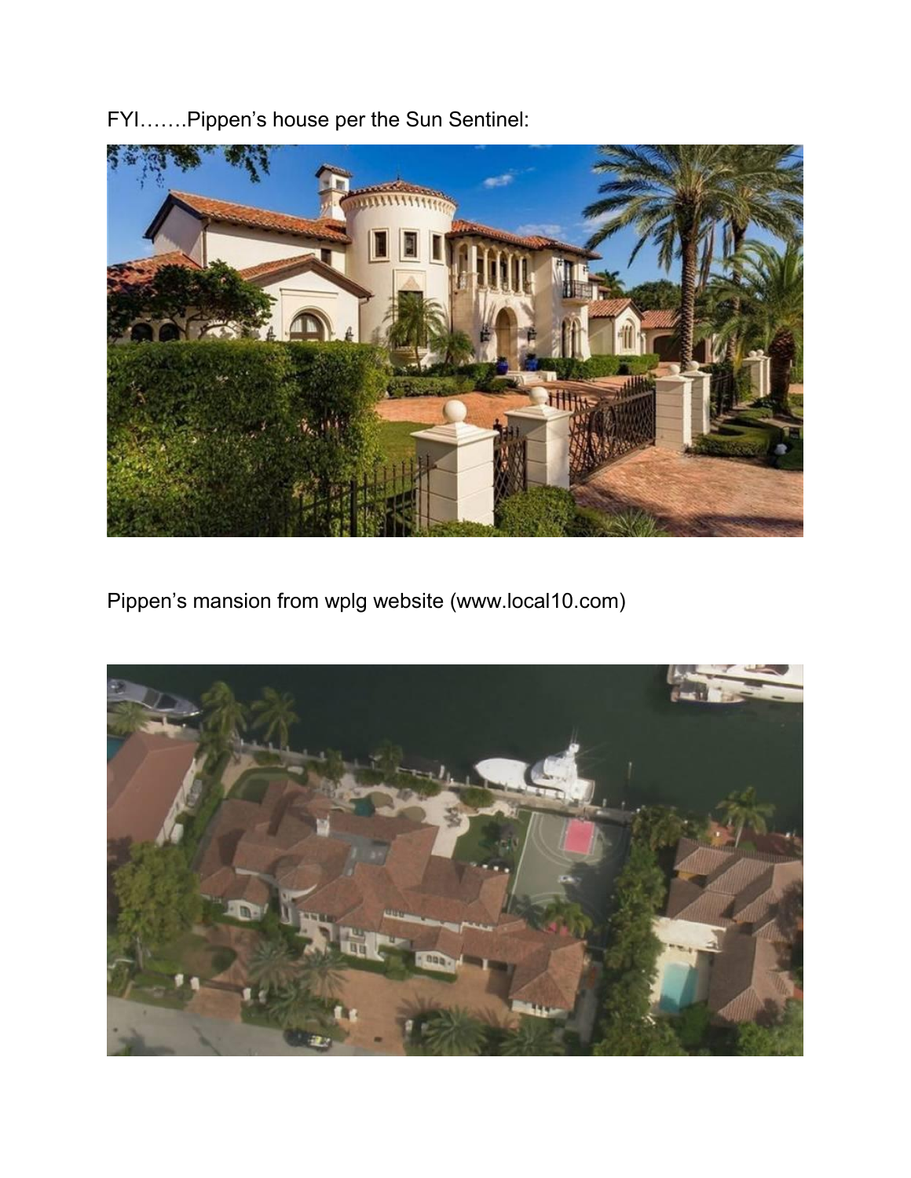FYI…….Pippen's house per the Sun Sentinel:

Pippen's mansion from wplg website (www.local10.com)